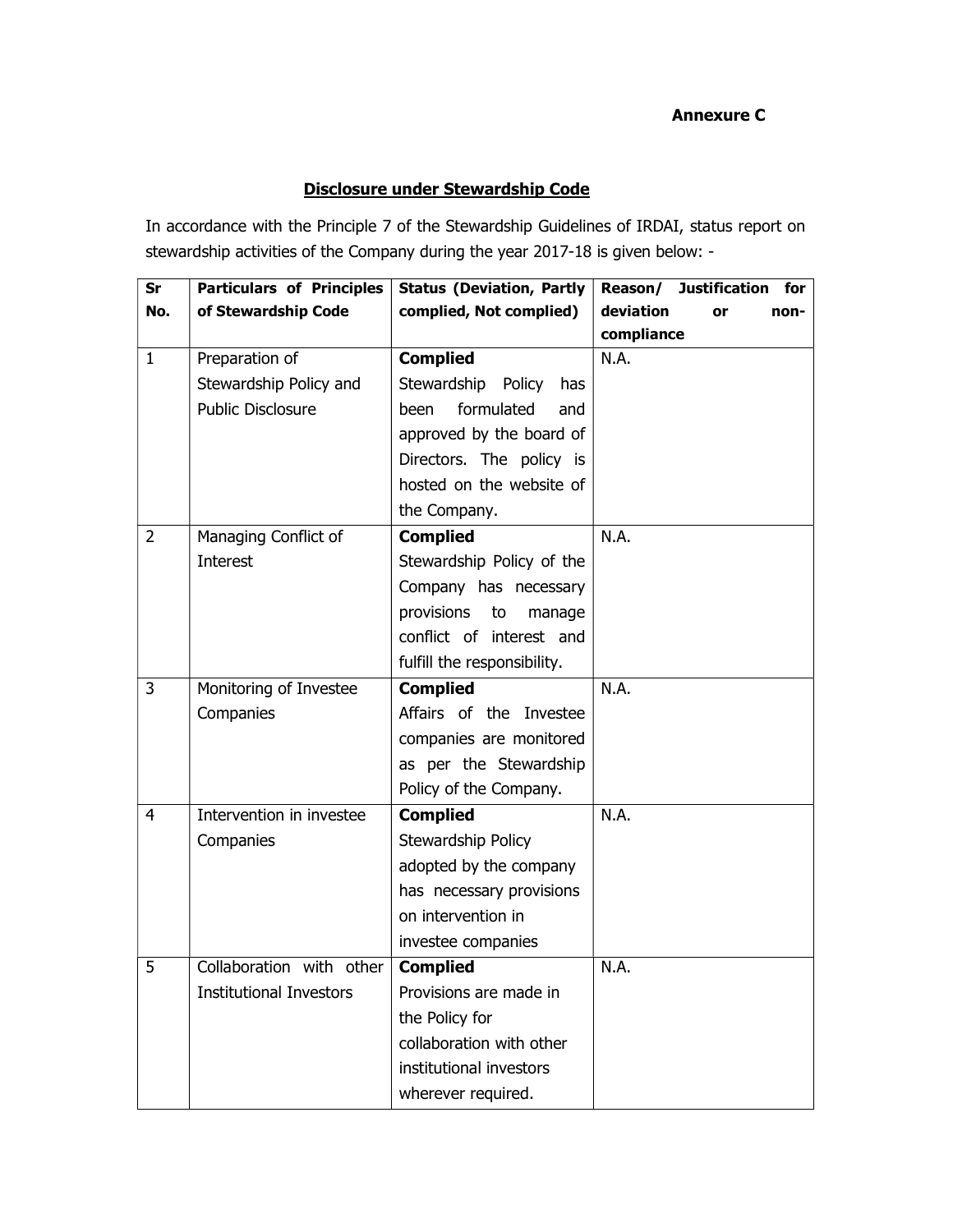**Annexure C**

## Disclosure under Stewardship Code

In accordance with the Principle 7 of the Stewardship Guidelines of IRDAI, status report on stewardship activities of the Company during the year 2017-18 is given below: -

| Sr No. | Particulars of Principles of Stewardship Code | Status (Deviation, Partly complied, Not complied) | Reason/ Justification for deviation or non-compliance |
|---|---|---|---|
| 1 | Preparation of Stewardship Policy and Public Disclosure | **Complied** Stewardship Policy has been formulated and approved by the board of Directors. The policy is hosted on the website of the Company. | N.A. |
| 2 | Managing Conflict of Interest | **Complied** Stewardship Policy of the Company has necessary provisions to manage conflict of interest and fulfill the responsibility. | N.A. |
| 3 | Monitoring of Investee Companies | **Complied** Affairs of the Investee companies are monitored as per the Stewardship Policy of the Company. | N.A. |
| 4 | Intervention in investee Companies | **Complied** Stewardship Policy adopted by the company has necessary provisions on intervention in investee companies | N.A. |
| 5 | Collaboration with other Institutional Investors | **Complied** Provisions are made in the Policy for collaboration with other institutional investors wherever required. | N.A. |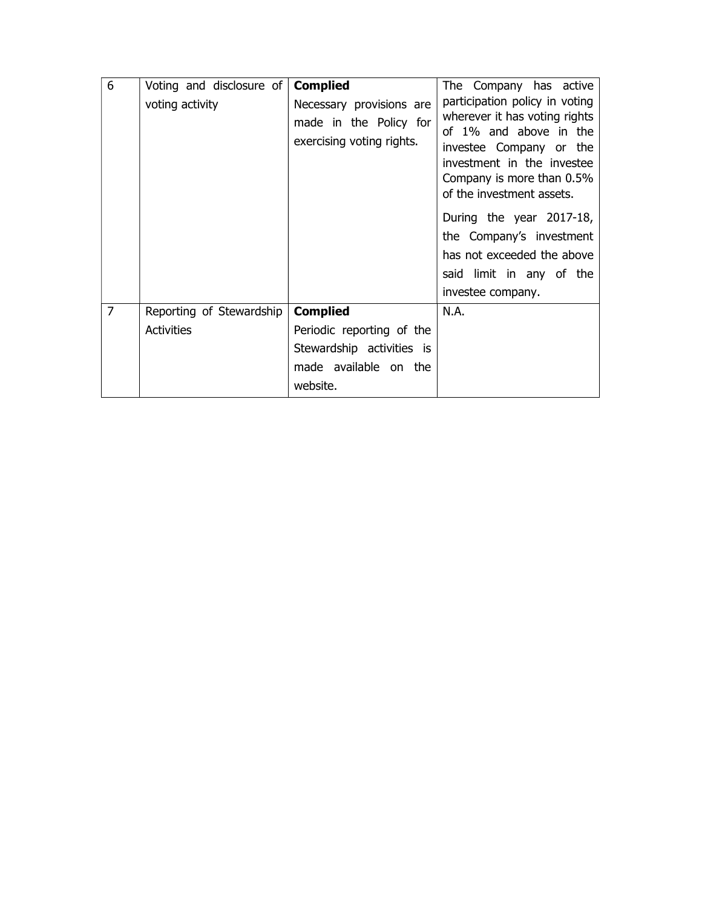| | | | |
|---|---|---|---|
| 6 | Voting and disclosure of voting activity | **Complied**<br>Necessary provisions are made in the Policy for exercising voting rights. | The Company has active participation policy in voting wherever it has voting rights of 1% and above in the investee Company or the investment in the investee Company is more than 0.5% of the investment assets.<br>During the year 2017-18, the Company's investment has not exceeded the above said limit in any of the investee company. |
| 7 | Reporting of Stewardship Activities | **Complied**<br>Periodic reporting of the Stewardship activities is made available on the website. | N.A. |